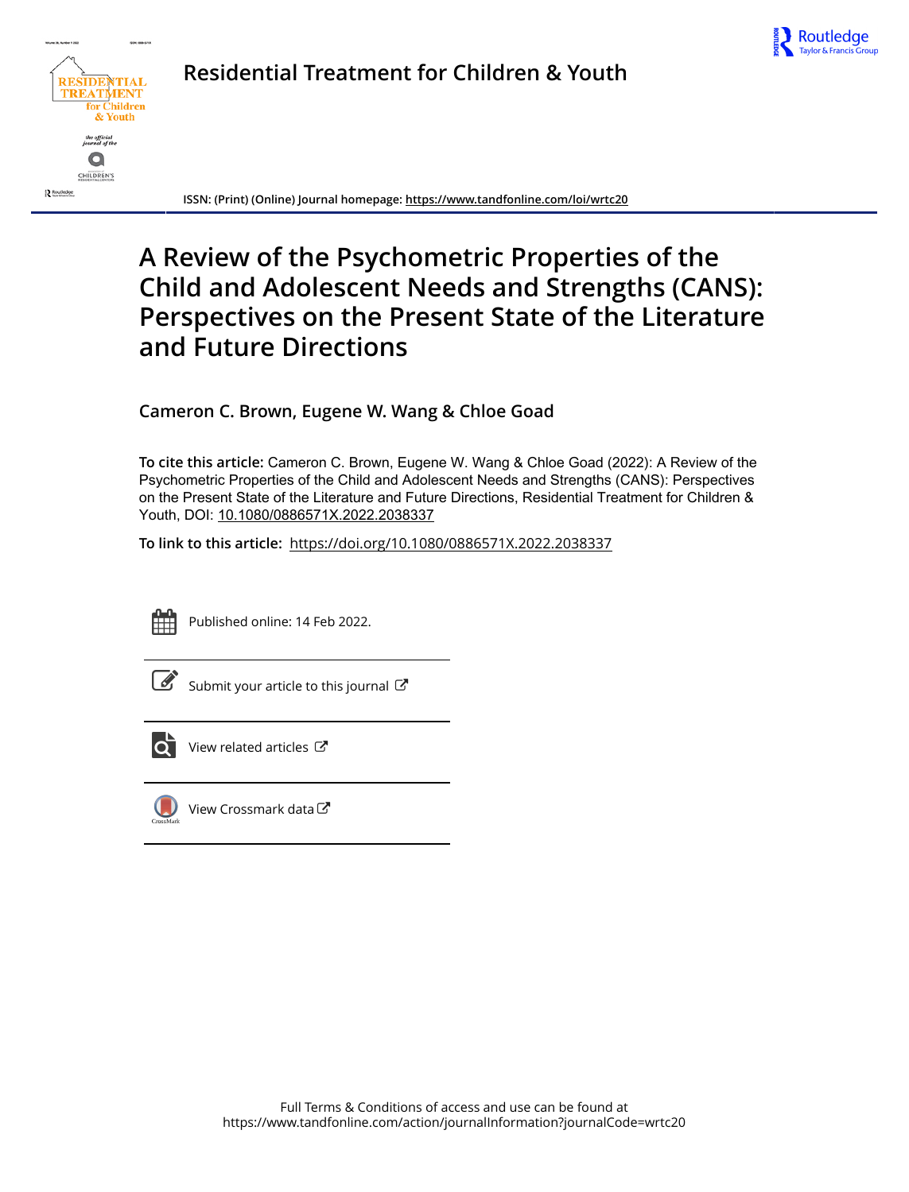Residential Treatment for Children & Youth

ISSN: (Print) (Online) Journal homepage: https://www.tandfonline.com/loi/wrtc20

# A Review of the Psychometric Properties of the Child and Adolescent Needs and Strengths (CANS): Perspectives on the Present State of the Literature and Future Directions

**Cameron C. Brown, Eugene W. Wang & Chloe Goad**

**To cite this article:** Cameron C. Brown, Eugene W. Wang & Chloe Goad (2022): A Review of the Psychometric Properties of the Child and Adolescent Needs and Strengths (CANS): Perspectives on the Present State of the Literature and Future Directions, Residential Treatment for Children & Youth, DOI: 10.1080/0886571X.2022.2038337

**To link to this article:** https://doi.org/10.1080/0886571X.2022.2038337

Published online: 14 Feb 2022.

Submit your article to this journal

View related articles

View Crossmark data

Full Terms & Conditions of access and use can be found at https://www.tandfonline.com/action/journalInformation?journalCode=wrtc20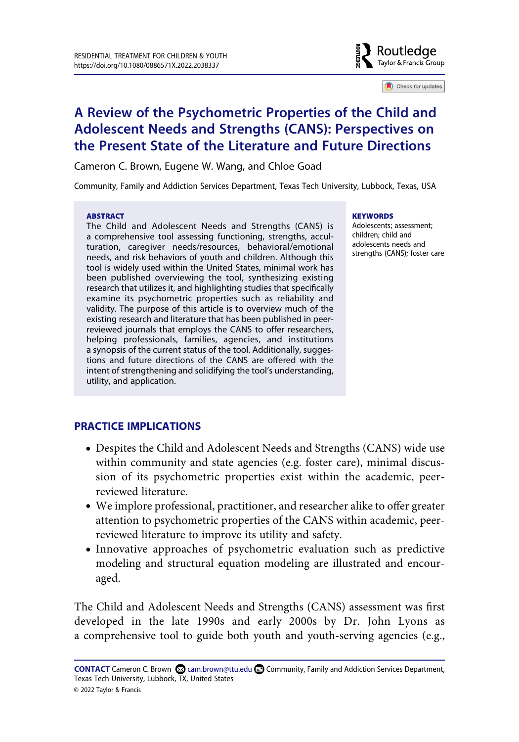# A Review of the Psychometric Properties of the Child and Adolescent Needs and Strengths (CANS): Perspectives on the Present State of the Literature and Future Directions

Cameron C. Brown, Eugene W. Wang, and Chloe Goad

Community, Family and Addiction Services Department, Texas Tech University, Lubbock, Texas, USA

**ABSTRACT**

The Child and Adolescent Needs and Strengths (CANS) is a comprehensive tool assessing functioning, strengths, acculturation, caregiver needs/resources, behavioral/emotional needs, and risk behaviors of youth and children. Although this tool is widely used within the United States, minimal work has been published overviewing the tool, synthesizing existing research that utilizes it, and highlighting studies that specifically examine its psychometric properties such as reliability and validity. The purpose of this article is to overview much of the existing research and literature that has been published in peer-reviewed journals that employs the CANS to offer researchers, helping professionals, families, agencies, and institutions a synopsis of the current status of the tool. Additionally, suggestions and future directions of the CANS are offered with the intent of strengthening and solidifying the tool's understanding, utility, and application.

**KEYWORDS**

Adolescents; assessment; children; child and adolescents needs and strengths (CANS); foster care

## PRACTICE IMPLICATIONS

- Despites the Child and Adolescent Needs and Strengths (CANS) wide use within community and state agencies (e.g. foster care), minimal discussion of its psychometric properties exist within the academic, peer-reviewed literature.
- We implore professional, practitioner, and researcher alike to offer greater attention to psychometric properties of the CANS within academic, peer-reviewed literature to improve its utility and safety.
- Innovative approaches of psychometric evaluation such as predictive modeling and structural equation modeling are illustrated and encouraged.

The Child and Adolescent Needs and Strengths (CANS) assessment was first developed in the late 1990s and early 2000s by Dr. John Lyons as a comprehensive tool to guide both youth and youth-serving agencies (e.g.,

**CONTACT** Cameron C. Brown cam.brown@ttu.edu Community, Family and Addiction Services Department, Texas Tech University, Lubbock, TX, United States

© 2022 Taylor & Francis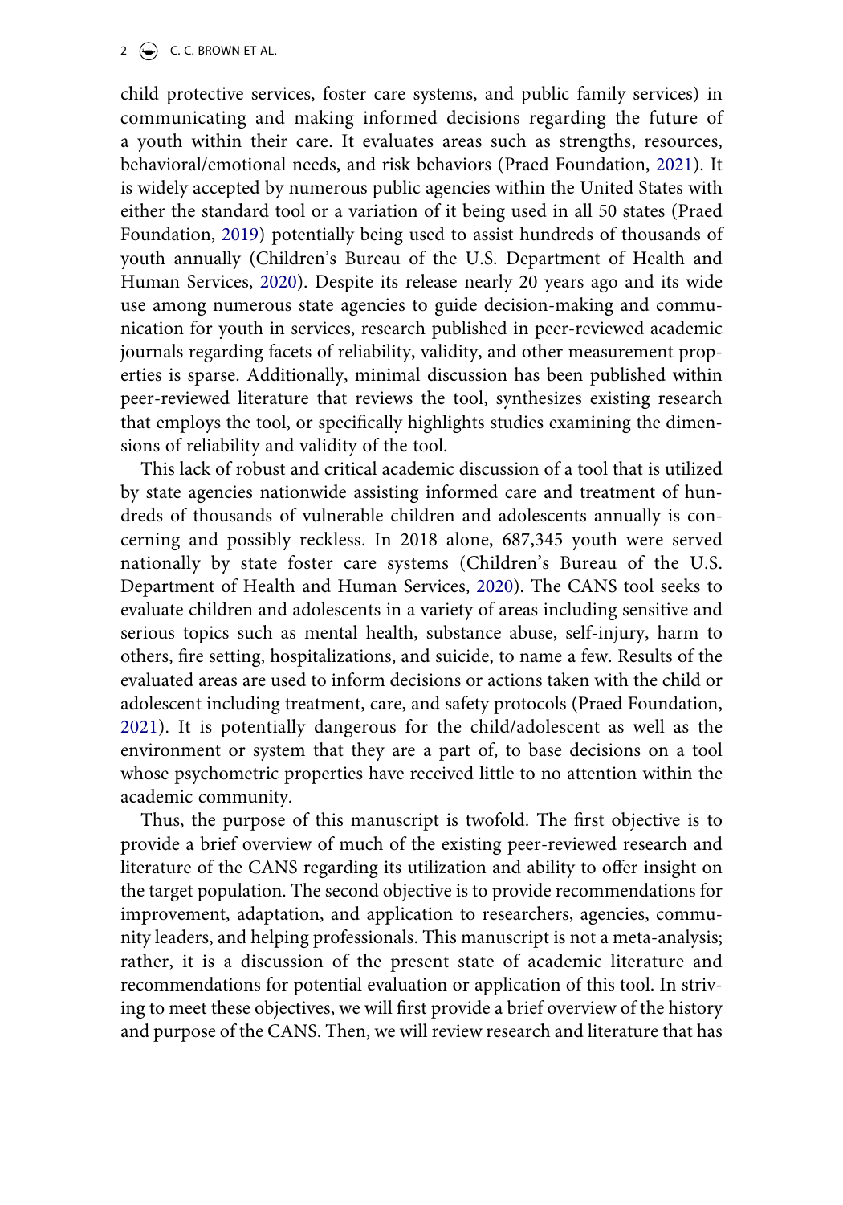child protective services, foster care systems, and public family services) in communicating and making informed decisions regarding the future of a youth within their care. It evaluates areas such as strengths, resources, behavioral/emotional needs, and risk behaviors (Praed Foundation, 2021). It is widely accepted by numerous public agencies within the United States with either the standard tool or a variation of it being used in all 50 states (Praed Foundation, 2019) potentially being used to assist hundreds of thousands of youth annually (Children's Bureau of the U.S. Department of Health and Human Services, 2020). Despite its release nearly 20 years ago and its wide use among numerous state agencies to guide decision-making and communication for youth in services, research published in peer-reviewed academic journals regarding facets of reliability, validity, and other measurement properties is sparse. Additionally, minimal discussion has been published within peer-reviewed literature that reviews the tool, synthesizes existing research that employs the tool, or specifically highlights studies examining the dimensions of reliability and validity of the tool.

This lack of robust and critical academic discussion of a tool that is utilized by state agencies nationwide assisting informed care and treatment of hundreds of thousands of vulnerable children and adolescents annually is concerning and possibly reckless. In 2018 alone, 687,345 youth were served nationally by state foster care systems (Children's Bureau of the U.S. Department of Health and Human Services, 2020). The CANS tool seeks to evaluate children and adolescents in a variety of areas including sensitive and serious topics such as mental health, substance abuse, self-injury, harm to others, fire setting, hospitalizations, and suicide, to name a few. Results of the evaluated areas are used to inform decisions or actions taken with the child or adolescent including treatment, care, and safety protocols (Praed Foundation, 2021). It is potentially dangerous for the child/adolescent as well as the environment or system that they are a part of, to base decisions on a tool whose psychometric properties have received little to no attention within the academic community.

Thus, the purpose of this manuscript is twofold. The first objective is to provide a brief overview of much of the existing peer-reviewed research and literature of the CANS regarding its utilization and ability to offer insight on the target population. The second objective is to provide recommendations for improvement, adaptation, and application to researchers, agencies, community leaders, and helping professionals. This manuscript is not a meta-analysis; rather, it is a discussion of the present state of academic literature and recommendations for potential evaluation or application of this tool. In striving to meet these objectives, we will first provide a brief overview of the history and purpose of the CANS. Then, we will review research and literature that has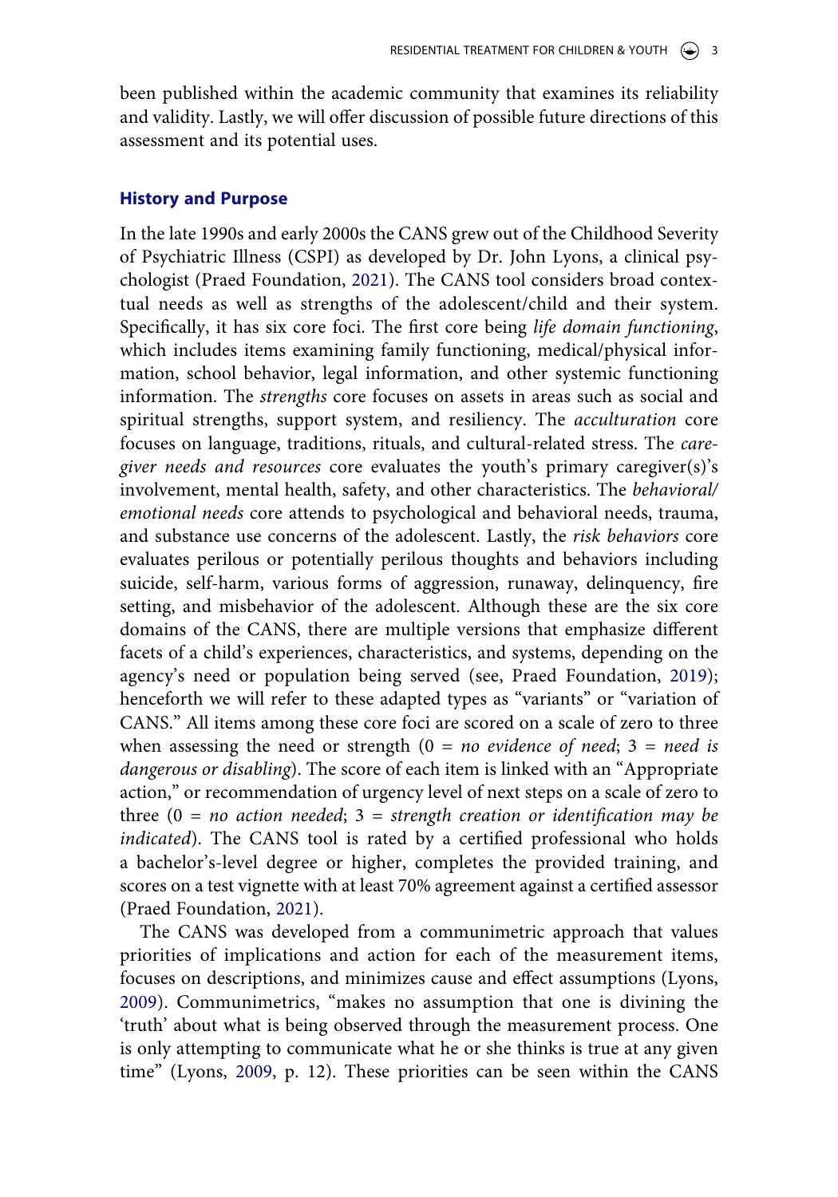been published within the academic community that examines its reliability and validity. Lastly, we will offer discussion of possible future directions of this assessment and its potential uses.

## History and Purpose

In the late 1990s and early 2000s the CANS grew out of the Childhood Severity of Psychiatric Illness (CSPI) as developed by Dr. John Lyons, a clinical psychologist (Praed Foundation, 2021). The CANS tool considers broad contextual needs as well as strengths of the adolescent/child and their system. Specifically, it has six core foci. The first core being *life domain functioning*, which includes items examining family functioning, medical/physical information, school behavior, legal information, and other systemic functioning information. The *strengths* core focuses on assets in areas such as social and spiritual strengths, support system, and resiliency. The *acculturation* core focuses on language, traditions, rituals, and cultural-related stress. The *caregiver needs and resources* core evaluates the youth's primary caregiver(s)'s involvement, mental health, safety, and other characteristics. The *behavioral/emotional needs* core attends to psychological and behavioral needs, trauma, and substance use concerns of the adolescent. Lastly, the *risk behaviors* core evaluates perilous or potentially perilous thoughts and behaviors including suicide, self-harm, various forms of aggression, runaway, delinquency, fire setting, and misbehavior of the adolescent. Although these are the six core domains of the CANS, there are multiple versions that emphasize different facets of a child's experiences, characteristics, and systems, depending on the agency's need or population being served (see, Praed Foundation, 2019); henceforth we will refer to these adapted types as "variants" or "variation of CANS." All items among these core foci are scored on a scale of zero to three when assessing the need or strength (0 = *no evidence of need*; 3 = *need is dangerous or disabling*). The score of each item is linked with an "Appropriate action," or recommendation of urgency level of next steps on a scale of zero to three (0 = *no action needed*; 3 = *strength creation or identification may be indicated*). The CANS tool is rated by a certified professional who holds a bachelor's-level degree or higher, completes the provided training, and scores on a test vignette with at least 70% agreement against a certified assessor (Praed Foundation, 2021).

The CANS was developed from a communimetric approach that values priorities of implications and action for each of the measurement items, focuses on descriptions, and minimizes cause and effect assumptions (Lyons, 2009). Communimetrics, "makes no assumption that one is divining the 'truth' about what is being observed through the measurement process. One is only attempting to communicate what he or she thinks is true at any given time" (Lyons, 2009, p. 12). These priorities can be seen within the CANS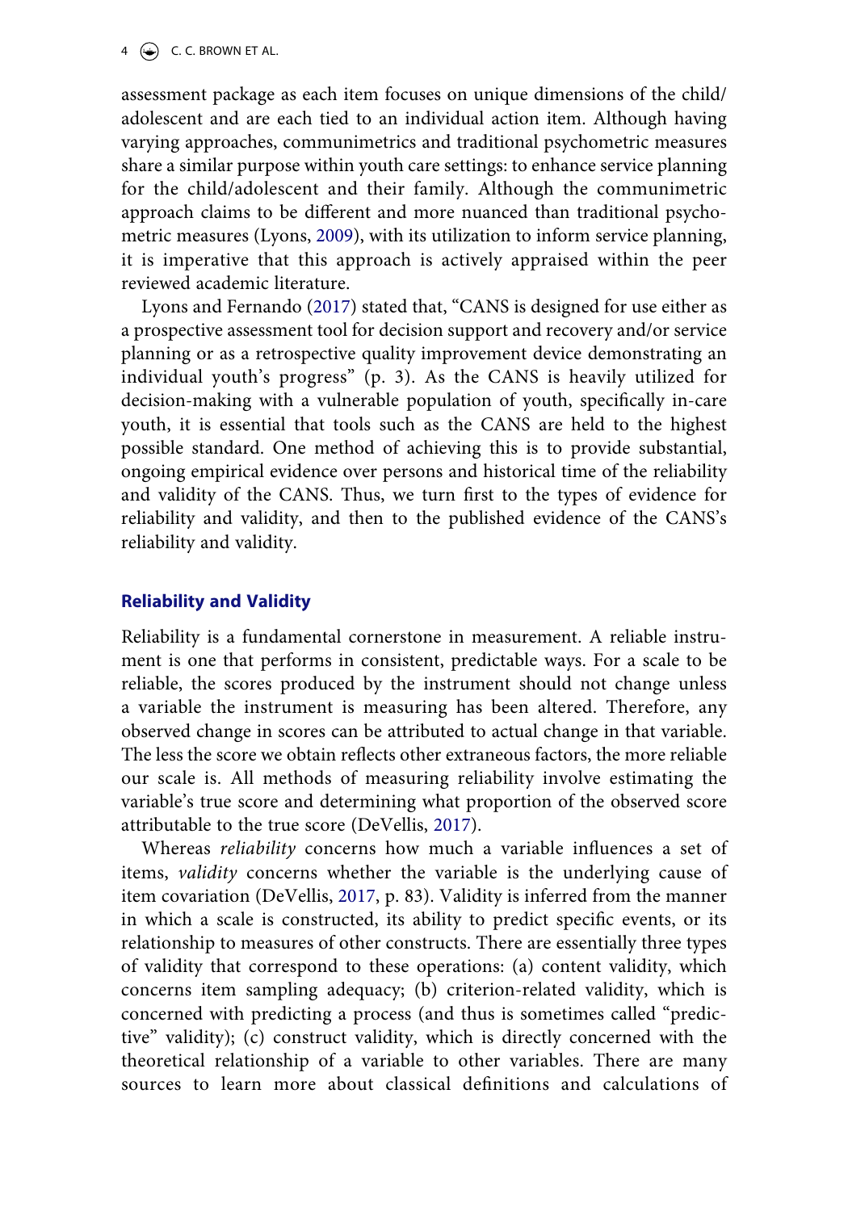assessment package as each item focuses on unique dimensions of the child/adolescent and are each tied to an individual action item. Although having varying approaches, communimetrics and traditional psychometric measures share a similar purpose within youth care settings: to enhance service planning for the child/adolescent and their family. Although the communimetric approach claims to be different and more nuanced than traditional psychometric measures (Lyons, 2009), with its utilization to inform service planning, it is imperative that this approach is actively appraised within the peer reviewed academic literature.

Lyons and Fernando (2017) stated that, "CANS is designed for use either as a prospective assessment tool for decision support and recovery and/or service planning or as a retrospective quality improvement device demonstrating an individual youth's progress" (p. 3). As the CANS is heavily utilized for decision-making with a vulnerable population of youth, specifically in-care youth, it is essential that tools such as the CANS are held to the highest possible standard. One method of achieving this is to provide substantial, ongoing empirical evidence over persons and historical time of the reliability and validity of the CANS. Thus, we turn first to the types of evidence for reliability and validity, and then to the published evidence of the CANS's reliability and validity.

## Reliability and Validity

Reliability is a fundamental cornerstone in measurement. A reliable instrument is one that performs in consistent, predictable ways. For a scale to be reliable, the scores produced by the instrument should not change unless a variable the instrument is measuring has been altered. Therefore, any observed change in scores can be attributed to actual change in that variable. The less the score we obtain reflects other extraneous factors, the more reliable our scale is. All methods of measuring reliability involve estimating the variable's true score and determining what proportion of the observed score attributable to the true score (DeVellis, 2017).

Whereas *reliability* concerns how much a variable influences a set of items, *validity* concerns whether the variable is the underlying cause of item covariation (DeVellis, 2017, p. 83). Validity is inferred from the manner in which a scale is constructed, its ability to predict specific events, or its relationship to measures of other constructs. There are essentially three types of validity that correspond to these operations: (a) content validity, which concerns item sampling adequacy; (b) criterion-related validity, which is concerned with predicting a process (and thus is sometimes called "predictive" validity); (c) construct validity, which is directly concerned with the theoretical relationship of a variable to other variables. There are many sources to learn more about classical definitions and calculations of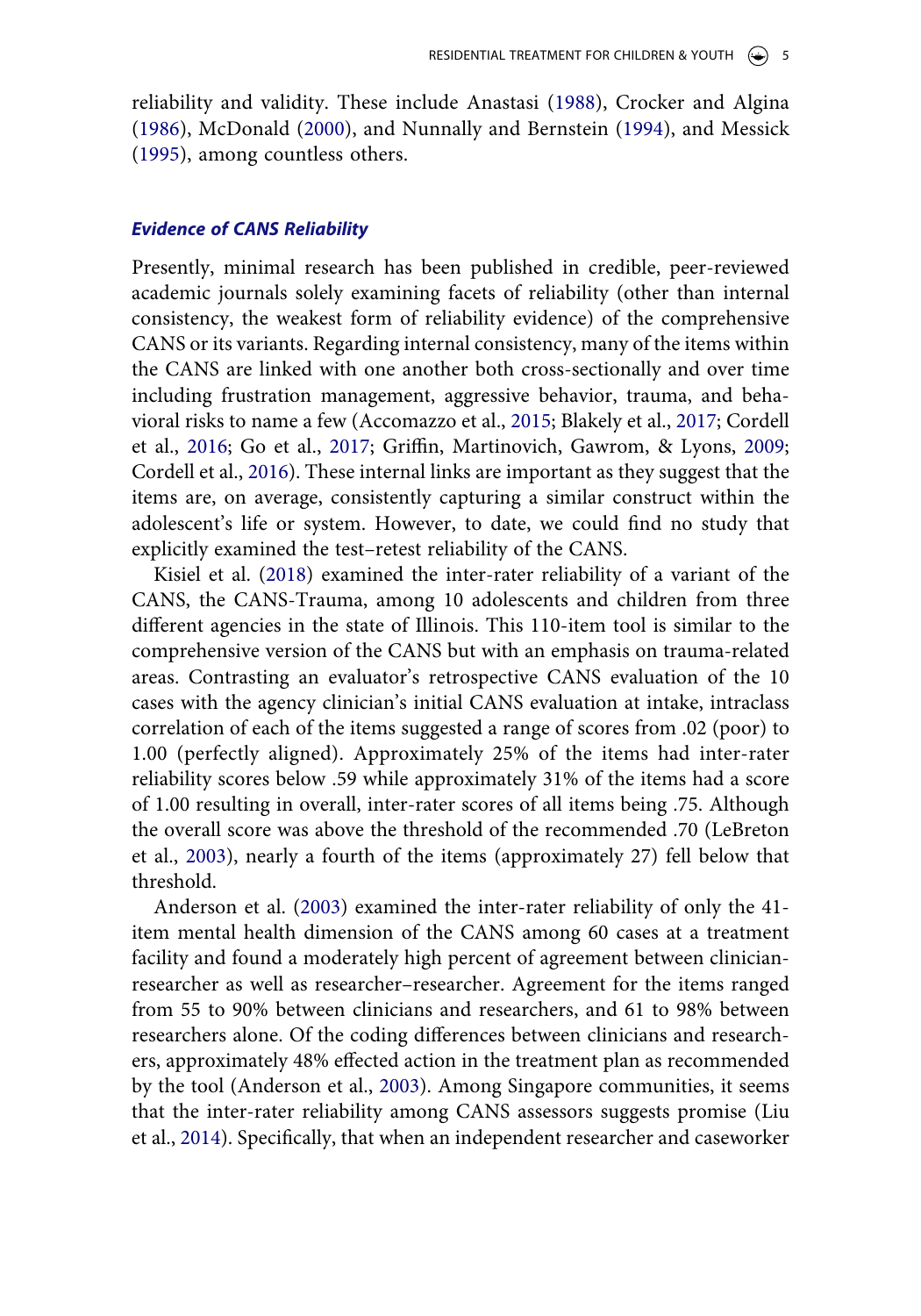reliability and validity. These include Anastasi (1988), Crocker and Algina (1986), McDonald (2000), and Nunnally and Bernstein (1994), and Messick (1995), among countless others.

### *Evidence of CANS Reliability*

Presently, minimal research has been published in credible, peer-reviewed academic journals solely examining facets of reliability (other than internal consistency, the weakest form of reliability evidence) of the comprehensive CANS or its variants. Regarding internal consistency, many of the items within the CANS are linked with one another both cross-sectionally and over time including frustration management, aggressive behavior, trauma, and behavioral risks to name a few (Accomazzo et al., 2015; Blakely et al., 2017; Cordell et al., 2016; Go et al., 2017; Griffin, Martinovich, Gawrom, & Lyons, 2009; Cordell et al., 2016). These internal links are important as they suggest that the items are, on average, consistently capturing a similar construct within the adolescent's life or system. However, to date, we could find no study that explicitly examined the test–retest reliability of the CANS.

Kisiel et al. (2018) examined the inter-rater reliability of a variant of the CANS, the CANS-Trauma, among 10 adolescents and children from three different agencies in the state of Illinois. This 110-item tool is similar to the comprehensive version of the CANS but with an emphasis on trauma-related areas. Contrasting an evaluator's retrospective CANS evaluation of the 10 cases with the agency clinician's initial CANS evaluation at intake, intraclass correlation of each of the items suggested a range of scores from .02 (poor) to 1.00 (perfectly aligned). Approximately 25% of the items had inter-rater reliability scores below .59 while approximately 31% of the items had a score of 1.00 resulting in overall, inter-rater scores of all items being .75. Although the overall score was above the threshold of the recommended .70 (LeBreton et al., 2003), nearly a fourth of the items (approximately 27) fell below that threshold.

Anderson et al. (2003) examined the inter-rater reliability of only the 41-item mental health dimension of the CANS among 60 cases at a treatment facility and found a moderately high percent of agreement between clinician-researcher as well as researcher–researcher. Agreement for the items ranged from 55 to 90% between clinicians and researchers, and 61 to 98% between researchers alone. Of the coding differences between clinicians and researchers, approximately 48% effected action in the treatment plan as recommended by the tool (Anderson et al., 2003). Among Singapore communities, it seems that the inter-rater reliability among CANS assessors suggests promise (Liu et al., 2014). Specifically, that when an independent researcher and caseworker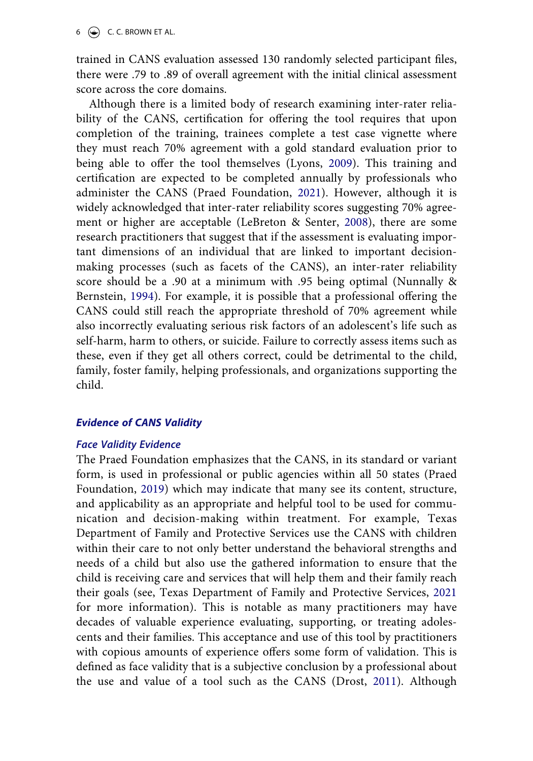trained in CANS evaluation assessed 130 randomly selected participant files, there were .79 to .89 of overall agreement with the initial clinical assessment score across the core domains.

Although there is a limited body of research examining inter-rater reliability of the CANS, certification for offering the tool requires that upon completion of the training, trainees complete a test case vignette where they must reach 70% agreement with a gold standard evaluation prior to being able to offer the tool themselves (Lyons, 2009). This training and certification are expected to be completed annually by professionals who administer the CANS (Praed Foundation, 2021). However, although it is widely acknowledged that inter-rater reliability scores suggesting 70% agreement or higher are acceptable (LeBreton & Senter, 2008), there are some research practitioners that suggest that if the assessment is evaluating important dimensions of an individual that are linked to important decision-making processes (such as facets of the CANS), an inter-rater reliability score should be a .90 at a minimum with .95 being optimal (Nunnally & Bernstein, 1994). For example, it is possible that a professional offering the CANS could still reach the appropriate threshold of 70% agreement while also incorrectly evaluating serious risk factors of an adolescent's life such as self-harm, harm to others, or suicide. Failure to correctly assess items such as these, even if they get all others correct, could be detrimental to the child, family, foster family, helping professionals, and organizations supporting the child.

## *Evidence of CANS Validity*

### *Face Validity Evidence*

The Praed Foundation emphasizes that the CANS, in its standard or variant form, is used in professional or public agencies within all 50 states (Praed Foundation, 2019) which may indicate that many see its content, structure, and applicability as an appropriate and helpful tool to be used for communication and decision-making within treatment. For example, Texas Department of Family and Protective Services use the CANS with children within their care to not only better understand the behavioral strengths and needs of a child but also use the gathered information to ensure that the child is receiving care and services that will help them and their family reach their goals (see, Texas Department of Family and Protective Services, 2021 for more information). This is notable as many practitioners may have decades of valuable experience evaluating, supporting, or treating adolescents and their families. This acceptance and use of this tool by practitioners with copious amounts of experience offers some form of validation. This is defined as face validity that is a subjective conclusion by a professional about the use and value of a tool such as the CANS (Drost, 2011). Although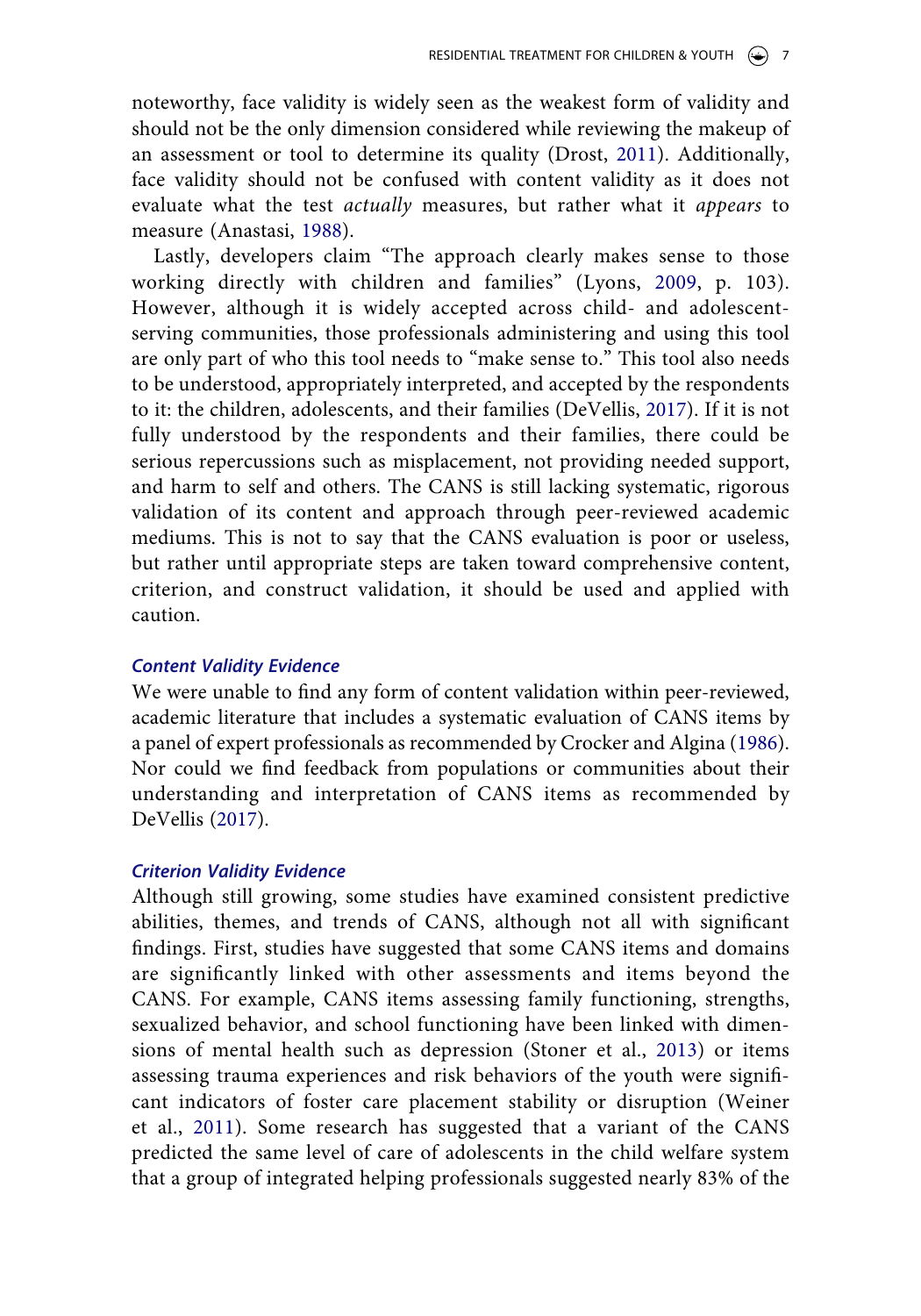noteworthy, face validity is widely seen as the weakest form of validity and should not be the only dimension considered while reviewing the makeup of an assessment or tool to determine its quality (Drost, 2011). Additionally, face validity should not be confused with content validity as it does not evaluate what the test *actually* measures, but rather what it *appears* to measure (Anastasi, 1988).

Lastly, developers claim "The approach clearly makes sense to those working directly with children and families" (Lyons, 2009, p. 103). However, although it is widely accepted across child- and adolescent-serving communities, those professionals administering and using this tool are only part of who this tool needs to "make sense to." This tool also needs to be understood, appropriately interpreted, and accepted by the respondents to it: the children, adolescents, and their families (DeVellis, 2017). If it is not fully understood by the respondents and their families, there could be serious repercussions such as misplacement, not providing needed support, and harm to self and others. The CANS is still lacking systematic, rigorous validation of its content and approach through peer-reviewed academic mediums. This is not to say that the CANS evaluation is poor or useless, but rather until appropriate steps are taken toward comprehensive content, criterion, and construct validation, it should be used and applied with caution.

### *Content Validity Evidence*

We were unable to find any form of content validation within peer-reviewed, academic literature that includes a systematic evaluation of CANS items by a panel of expert professionals as recommended by Crocker and Algina (1986). Nor could we find feedback from populations or communities about their understanding and interpretation of CANS items as recommended by DeVellis (2017).

### *Criterion Validity Evidence*

Although still growing, some studies have examined consistent predictive abilities, themes, and trends of CANS, although not all with significant findings. First, studies have suggested that some CANS items and domains are significantly linked with other assessments and items beyond the CANS. For example, CANS items assessing family functioning, strengths, sexualized behavior, and school functioning have been linked with dimensions of mental health such as depression (Stoner et al., 2013) or items assessing trauma experiences and risk behaviors of the youth were significant indicators of foster care placement stability or disruption (Weiner et al., 2011). Some research has suggested that a variant of the CANS predicted the same level of care of adolescents in the child welfare system that a group of integrated helping professionals suggested nearly 83% of the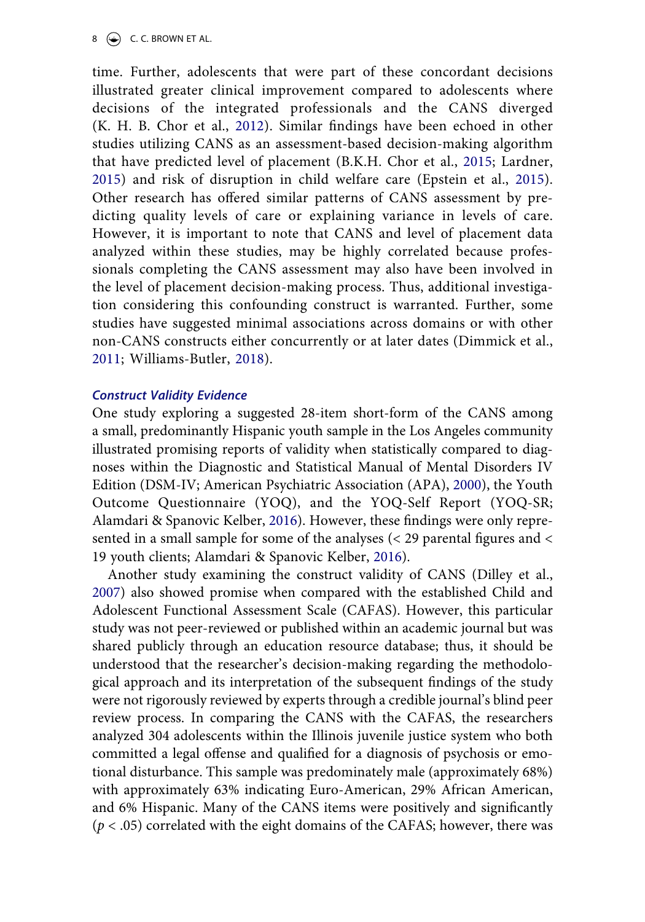time. Further, adolescents that were part of these concordant decisions illustrated greater clinical improvement compared to adolescents where decisions of the integrated professionals and the CANS diverged (K. H. B. Chor et al., 2012). Similar findings have been echoed in other studies utilizing CANS as an assessment-based decision-making algorithm that have predicted level of placement (B.K.H. Chor et al., 2015; Lardner, 2015) and risk of disruption in child welfare care (Epstein et al., 2015). Other research has offered similar patterns of CANS assessment by predicting quality levels of care or explaining variance in levels of care. However, it is important to note that CANS and level of placement data analyzed within these studies, may be highly correlated because professionals completing the CANS assessment may also have been involved in the level of placement decision-making process. Thus, additional investigation considering this confounding construct is warranted. Further, some studies have suggested minimal associations across domains or with other non-CANS constructs either concurrently or at later dates (Dimmick et al., 2011; Williams-Butler, 2018).

### *Construct Validity Evidence*

One study exploring a suggested 28-item short-form of the CANS among a small, predominantly Hispanic youth sample in the Los Angeles community illustrated promising reports of validity when statistically compared to diagnoses within the Diagnostic and Statistical Manual of Mental Disorders IV Edition (DSM-IV; American Psychiatric Association (APA), 2000), the Youth Outcome Questionnaire (YOQ), and the YOQ-Self Report (YOQ-SR; Alamdari & Spanovic Kelber, 2016). However, these findings were only represented in a small sample for some of the analyses (< 29 parental figures and < 19 youth clients; Alamdari & Spanovic Kelber, 2016).

Another study examining the construct validity of CANS (Dilley et al., 2007) also showed promise when compared with the established Child and Adolescent Functional Assessment Scale (CAFAS). However, this particular study was not peer-reviewed or published within an academic journal but was shared publicly through an education resource database; thus, it should be understood that the researcher's decision-making regarding the methodological approach and its interpretation of the subsequent findings of the study were not rigorously reviewed by experts through a credible journal's blind peer review process. In comparing the CANS with the CAFAS, the researchers analyzed 304 adolescents within the Illinois juvenile justice system who both committed a legal offense and qualified for a diagnosis of psychosis or emotional disturbance. This sample was predominately male (approximately 68%) with approximately 63% indicating Euro-American, 29% African American, and 6% Hispanic. Many of the CANS items were positively and significantly ($p < .05$) correlated with the eight domains of the CAFAS; however, there was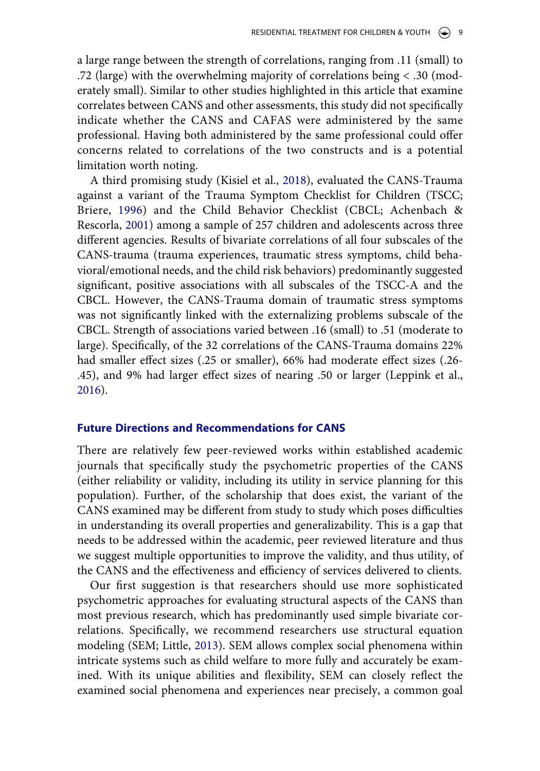a large range between the strength of correlations, ranging from .11 (small) to .72 (large) with the overwhelming majority of correlations being < .30 (moderately small). Similar to other studies highlighted in this article that examine correlates between CANS and other assessments, this study did not specifically indicate whether the CANS and CAFAS were administered by the same professional. Having both administered by the same professional could offer concerns related to correlations of the two constructs and is a potential limitation worth noting.

A third promising study (Kisiel et al., 2018), evaluated the CANS-Trauma against a variant of the Trauma Symptom Checklist for Children (TSCC; Briere, 1996) and the Child Behavior Checklist (CBCL; Achenbach & Rescorla, 2001) among a sample of 257 children and adolescents across three different agencies. Results of bivariate correlations of all four subscales of the CANS-trauma (trauma experiences, traumatic stress symptoms, child behavioral/emotional needs, and the child risk behaviors) predominantly suggested significant, positive associations with all subscales of the TSCC-A and the CBCL. However, the CANS-Trauma domain of traumatic stress symptoms was not significantly linked with the externalizing problems subscale of the CBCL. Strength of associations varied between .16 (small) to .51 (moderate to large). Specifically, of the 32 correlations of the CANS-Trauma domains 22% had smaller effect sizes (.25 or smaller), 66% had moderate effect sizes (.26-.45), and 9% had larger effect sizes of nearing .50 or larger (Leppink et al., 2016).

## Future Directions and Recommendations for CANS

There are relatively few peer-reviewed works within established academic journals that specifically study the psychometric properties of the CANS (either reliability or validity, including its utility in service planning for this population). Further, of the scholarship that does exist, the variant of the CANS examined may be different from study to study which poses difficulties in understanding its overall properties and generalizability. This is a gap that needs to be addressed within the academic, peer reviewed literature and thus we suggest multiple opportunities to improve the validity, and thus utility, of the CANS and the effectiveness and efficiency of services delivered to clients.

Our first suggestion is that researchers should use more sophisticated psychometric approaches for evaluating structural aspects of the CANS than most previous research, which has predominantly used simple bivariate correlations. Specifically, we recommend researchers use structural equation modeling (SEM; Little, 2013). SEM allows complex social phenomena within intricate systems such as child welfare to more fully and accurately be examined. With its unique abilities and flexibility, SEM can closely reflect the examined social phenomena and experiences near precisely, a common goal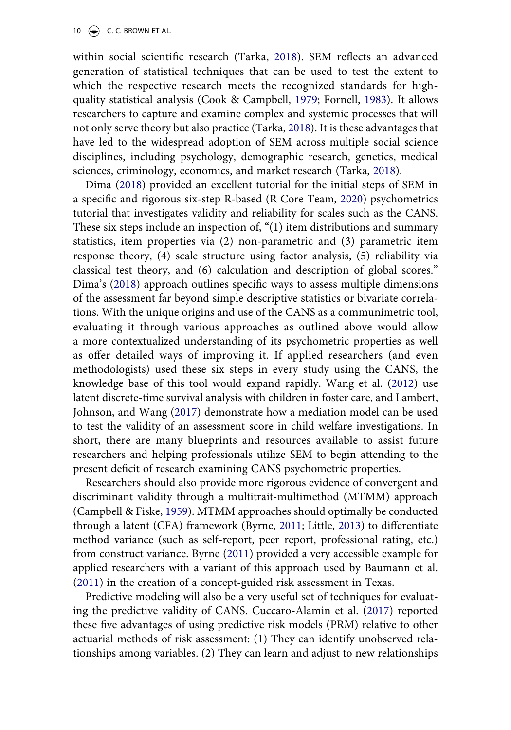within social scientific research (Tarka, 2018). SEM reflects an advanced generation of statistical techniques that can be used to test the extent to which the respective research meets the recognized standards for high-quality statistical analysis (Cook & Campbell, 1979; Fornell, 1983). It allows researchers to capture and examine complex and systemic processes that will not only serve theory but also practice (Tarka, 2018). It is these advantages that have led to the widespread adoption of SEM across multiple social science disciplines, including psychology, demographic research, genetics, medical sciences, criminology, economics, and market research (Tarka, 2018).

Dima (2018) provided an excellent tutorial for the initial steps of SEM in a specific and rigorous six-step R-based (R Core Team, 2020) psychometrics tutorial that investigates validity and reliability for scales such as the CANS. These six steps include an inspection of, "(1) item distributions and summary statistics, item properties via (2) non-parametric and (3) parametric item response theory, (4) scale structure using factor analysis, (5) reliability via classical test theory, and (6) calculation and description of global scores." Dima's (2018) approach outlines specific ways to assess multiple dimensions of the assessment far beyond simple descriptive statistics or bivariate correlations. With the unique origins and use of the CANS as a communimetric tool, evaluating it through various approaches as outlined above would allow a more contextualized understanding of its psychometric properties as well as offer detailed ways of improving it. If applied researchers (and even methodologists) used these six steps in every study using the CANS, the knowledge base of this tool would expand rapidly. Wang et al. (2012) use latent discrete-time survival analysis with children in foster care, and Lambert, Johnson, and Wang (2017) demonstrate how a mediation model can be used to test the validity of an assessment score in child welfare investigations. In short, there are many blueprints and resources available to assist future researchers and helping professionals utilize SEM to begin attending to the present deficit of research examining CANS psychometric properties.

Researchers should also provide more rigorous evidence of convergent and discriminant validity through a multitrait-multimethod (MTMM) approach (Campbell & Fiske, 1959). MTMM approaches should optimally be conducted through a latent (CFA) framework (Byrne, 2011; Little, 2013) to differentiate method variance (such as self-report, peer report, professional rating, etc.) from construct variance. Byrne (2011) provided a very accessible example for applied researchers with a variant of this approach used by Baumann et al. (2011) in the creation of a concept-guided risk assessment in Texas.

Predictive modeling will also be a very useful set of techniques for evaluating the predictive validity of CANS. Cuccaro-Alamin et al. (2017) reported these five advantages of using predictive risk models (PRM) relative to other actuarial methods of risk assessment: (1) They can identify unobserved relationships among variables. (2) They can learn and adjust to new relationships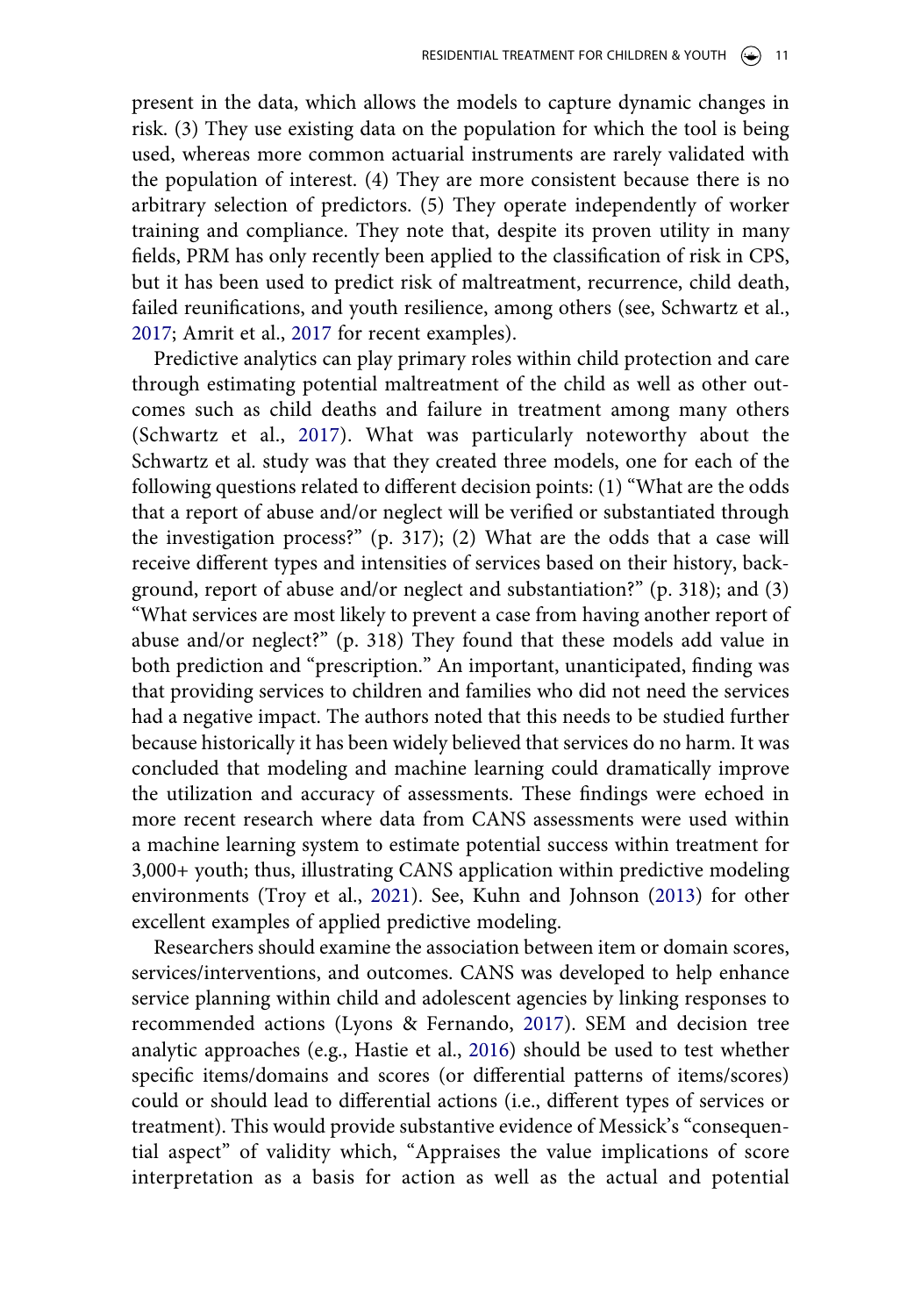present in the data, which allows the models to capture dynamic changes in risk. (3) They use existing data on the population for which the tool is being used, whereas more common actuarial instruments are rarely validated with the population of interest. (4) They are more consistent because there is no arbitrary selection of predictors. (5) They operate independently of worker training and compliance. They note that, despite its proven utility in many fields, PRM has only recently been applied to the classification of risk in CPS, but it has been used to predict risk of maltreatment, recurrence, child death, failed reunifications, and youth resilience, among others (see, Schwartz et al., 2017; Amrit et al., 2017 for recent examples).

Predictive analytics can play primary roles within child protection and care through estimating potential maltreatment of the child as well as other outcomes such as child deaths and failure in treatment among many others (Schwartz et al., 2017). What was particularly noteworthy about the Schwartz et al. study was that they created three models, one for each of the following questions related to different decision points: (1) "What are the odds that a report of abuse and/or neglect will be verified or substantiated through the investigation process?" (p. 317); (2) What are the odds that a case will receive different types and intensities of services based on their history, background, report of abuse and/or neglect and substantiation?" (p. 318); and (3) "What services are most likely to prevent a case from having another report of abuse and/or neglect?" (p. 318) They found that these models add value in both prediction and "prescription." An important, unanticipated, finding was that providing services to children and families who did not need the services had a negative impact. The authors noted that this needs to be studied further because historically it has been widely believed that services do no harm. It was concluded that modeling and machine learning could dramatically improve the utilization and accuracy of assessments. These findings were echoed in more recent research where data from CANS assessments were used within a machine learning system to estimate potential success within treatment for 3,000+ youth; thus, illustrating CANS application within predictive modeling environments (Troy et al., 2021). See, Kuhn and Johnson (2013) for other excellent examples of applied predictive modeling.

Researchers should examine the association between item or domain scores, services/interventions, and outcomes. CANS was developed to help enhance service planning within child and adolescent agencies by linking responses to recommended actions (Lyons & Fernando, 2017). SEM and decision tree analytic approaches (e.g., Hastie et al., 2016) should be used to test whether specific items/domains and scores (or differential patterns of items/scores) could or should lead to differential actions (i.e., different types of services or treatment). This would provide substantive evidence of Messick's "consequential aspect" of validity which, "Appraises the value implications of score interpretation as a basis for action as well as the actual and potential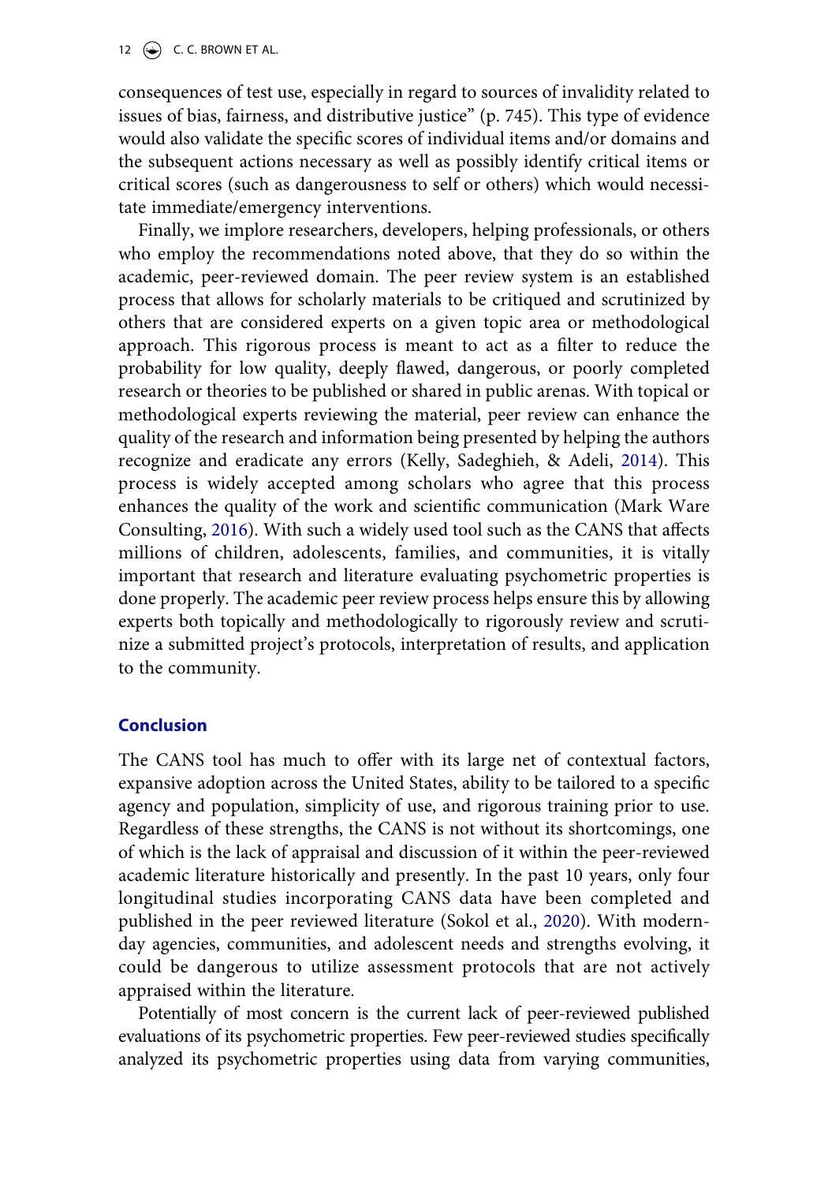consequences of test use, especially in regard to sources of invalidity related to issues of bias, fairness, and distributive justice" (p. 745). This type of evidence would also validate the specific scores of individual items and/or domains and the subsequent actions necessary as well as possibly identify critical items or critical scores (such as dangerousness to self or others) which would necessitate immediate/emergency interventions.

Finally, we implore researchers, developers, helping professionals, or others who employ the recommendations noted above, that they do so within the academic, peer-reviewed domain. The peer review system is an established process that allows for scholarly materials to be critiqued and scrutinized by others that are considered experts on a given topic area or methodological approach. This rigorous process is meant to act as a filter to reduce the probability for low quality, deeply flawed, dangerous, or poorly completed research or theories to be published or shared in public arenas. With topical or methodological experts reviewing the material, peer review can enhance the quality of the research and information being presented by helping the authors recognize and eradicate any errors (Kelly, Sadeghieh, & Adeli, 2014). This process is widely accepted among scholars who agree that this process enhances the quality of the work and scientific communication (Mark Ware Consulting, 2016). With such a widely used tool such as the CANS that affects millions of children, adolescents, families, and communities, it is vitally important that research and literature evaluating psychometric properties is done properly. The academic peer review process helps ensure this by allowing experts both topically and methodologically to rigorously review and scrutinize a submitted project's protocols, interpretation of results, and application to the community.

## Conclusion

The CANS tool has much to offer with its large net of contextual factors, expansive adoption across the United States, ability to be tailored to a specific agency and population, simplicity of use, and rigorous training prior to use. Regardless of these strengths, the CANS is not without its shortcomings, one of which is the lack of appraisal and discussion of it within the peer-reviewed academic literature historically and presently. In the past 10 years, only four longitudinal studies incorporating CANS data have been completed and published in the peer reviewed literature (Sokol et al., 2020). With modern-day agencies, communities, and adolescent needs and strengths evolving, it could be dangerous to utilize assessment protocols that are not actively appraised within the literature.

Potentially of most concern is the current lack of peer-reviewed published evaluations of its psychometric properties. Few peer-reviewed studies specifically analyzed its psychometric properties using data from varying communities,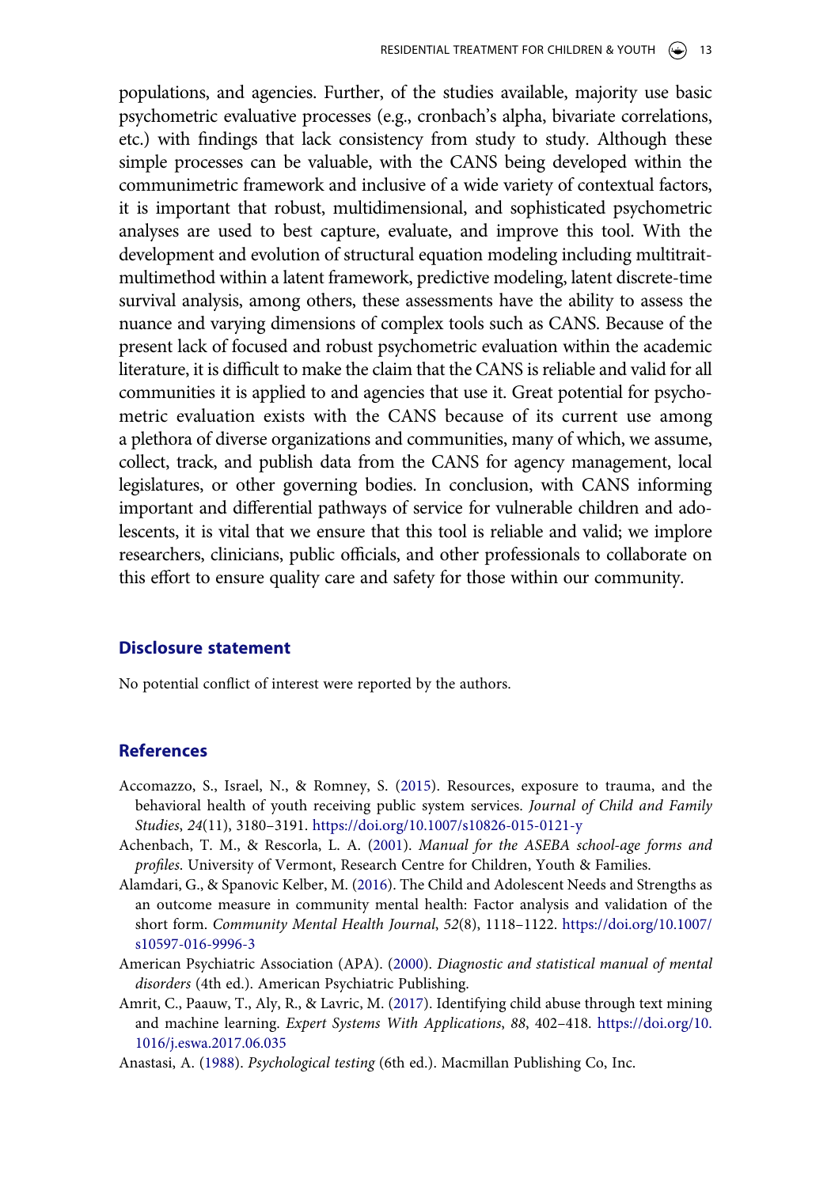populations, and agencies. Further, of the studies available, majority use basic psychometric evaluative processes (e.g., cronbach's alpha, bivariate correlations, etc.) with findings that lack consistency from study to study. Although these simple processes can be valuable, with the CANS being developed within the communimetric framework and inclusive of a wide variety of contextual factors, it is important that robust, multidimensional, and sophisticated psychometric analyses are used to best capture, evaluate, and improve this tool. With the development and evolution of structural equation modeling including multitrait-multimethod within a latent framework, predictive modeling, latent discrete-time survival analysis, among others, these assessments have the ability to assess the nuance and varying dimensions of complex tools such as CANS. Because of the present lack of focused and robust psychometric evaluation within the academic literature, it is difficult to make the claim that the CANS is reliable and valid for all communities it is applied to and agencies that use it. Great potential for psychometric evaluation exists with the CANS because of its current use among a plethora of diverse organizations and communities, many of which, we assume, collect, track, and publish data from the CANS for agency management, local legislatures, or other governing bodies. In conclusion, with CANS informing important and differential pathways of service for vulnerable children and adolescents, it is vital that we ensure that this tool is reliable and valid; we implore researchers, clinicians, public officials, and other professionals to collaborate on this effort to ensure quality care and safety for those within our community.

## Disclosure statement

No potential conflict of interest were reported by the authors.

## References

Accomazzo, S., Israel, N., & Romney, S. (2015). Resources, exposure to trauma, and the behavioral health of youth receiving public system services. *Journal of Child and Family Studies*, *24*(11), 3180–3191. https://doi.org/10.1007/s10826-015-0121-y

Achenbach, T. M., & Rescorla, L. A. (2001). *Manual for the ASEBA school-age forms and profiles*. University of Vermont, Research Centre for Children, Youth & Families.

Alamdari, G., & Spanovic Kelber, M. (2016). The Child and Adolescent Needs and Strengths as an outcome measure in community mental health: Factor analysis and validation of the short form. *Community Mental Health Journal*, *52*(8), 1118–1122. https://doi.org/10.1007/s10597-016-9996-3

American Psychiatric Association (APA). (2000). *Diagnostic and statistical manual of mental disorders* (4th ed.). American Psychiatric Publishing.

Amrit, C., Paauw, T., Aly, R., & Lavric, M. (2017). Identifying child abuse through text mining and machine learning. *Expert Systems With Applications*, *88*, 402–418. https://doi.org/10.1016/j.eswa.2017.06.035

Anastasi, A. (1988). *Psychological testing* (6th ed.). Macmillan Publishing Co, Inc.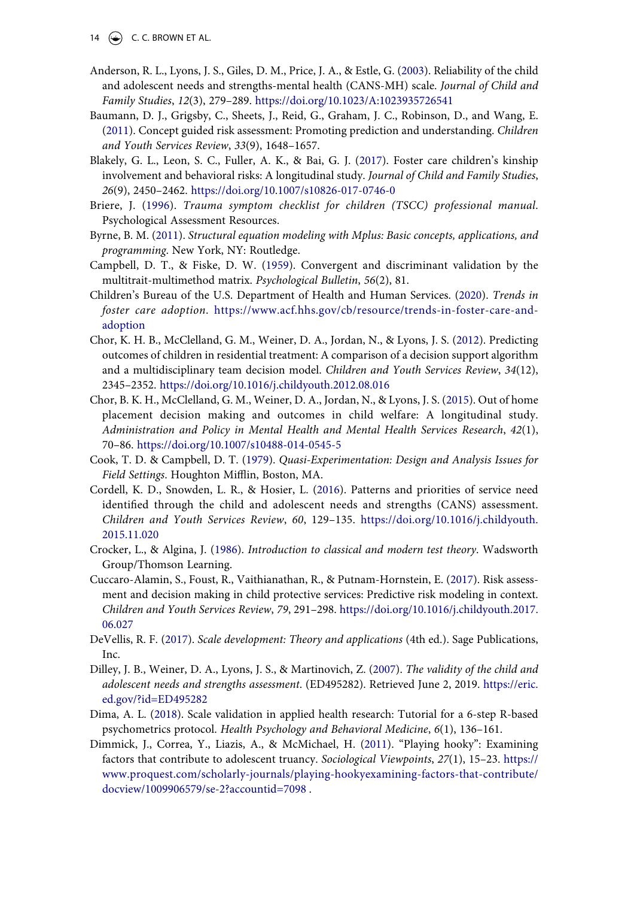Anderson, R. L., Lyons, J. S., Giles, D. M., Price, J. A., & Estle, G. (2003). Reliability of the child and adolescent needs and strengths-mental health (CANS-MH) scale. *Journal of Child and Family Studies*, *12*(3), 279–289. https://doi.org/10.1023/A:1023935726541

Baumann, D. J., Grigsby, C., Sheets, J., Reid, G., Graham, J. C., Robinson, D., and Wang, E. (2011). Concept guided risk assessment: Promoting prediction and understanding. *Children and Youth Services Review*, *33*(9), 1648–1657.

Blakely, G. L., Leon, S. C., Fuller, A. K., & Bai, G. J. (2017). Foster care children's kinship involvement and behavioral risks: A longitudinal study. *Journal of Child and Family Studies*, *26*(9), 2450–2462. https://doi.org/10.1007/s10826-017-0746-0

Briere, J. (1996). *Trauma symptom checklist for children (TSCC) professional manual*. Psychological Assessment Resources.

Byrne, B. M. (2011). *Structural equation modeling with Mplus: Basic concepts, applications, and programming*. New York, NY: Routledge.

Campbell, D. T., & Fiske, D. W. (1959). Convergent and discriminant validation by the multitrait-multimethod matrix. *Psychological Bulletin*, *56*(2), 81.

Children's Bureau of the U.S. Department of Health and Human Services. (2020). *Trends in foster care adoption*. https://www.acf.hhs.gov/cb/resource/trends-in-foster-care-and-adoption

Chor, K. H. B., McClelland, G. M., Weiner, D. A., Jordan, N., & Lyons, J. S. (2012). Predicting outcomes of children in residential treatment: A comparison of a decision support algorithm and a multidisciplinary team decision model. *Children and Youth Services Review*, *34*(12), 2345–2352. https://doi.org/10.1016/j.childyouth.2012.08.016

Chor, B. K. H., McClelland, G. M., Weiner, D. A., Jordan, N., & Lyons, J. S. (2015). Out of home placement decision making and outcomes in child welfare: A longitudinal study. *Administration and Policy in Mental Health and Mental Health Services Research*, *42*(1), 70–86. https://doi.org/10.1007/s10488-014-0545-5

Cook, T. D. & Campbell, D. T. (1979). *Quasi-Experimentation: Design and Analysis Issues for Field Settings*. Houghton Mifflin, Boston, MA.

Cordell, K. D., Snowden, L. R., & Hosier, L. (2016). Patterns and priorities of service need identified through the child and adolescent needs and strengths (CANS) assessment. *Children and Youth Services Review*, *60*, 129–135. https://doi.org/10.1016/j.childyouth.2015.11.020

Crocker, L., & Algina, J. (1986). *Introduction to classical and modern test theory*. Wadsworth Group/Thomson Learning.

Cuccaro-Alamin, S., Foust, R., Vaithianathan, R., & Putnam-Hornstein, E. (2017). Risk assessment and decision making in child protective services: Predictive risk modeling in context. *Children and Youth Services Review*, *79*, 291–298. https://doi.org/10.1016/j.childyouth.2017.06.027

DeVellis, R. F. (2017). *Scale development: Theory and applications* (4th ed.). Sage Publications, Inc.

Dilley, J. B., Weiner, D. A., Lyons, J. S., & Martinovich, Z. (2007). *The validity of the child and adolescent needs and strengths assessment*. (ED495282). Retrieved June 2, 2019. https://eric.ed.gov/?id=ED495282

Dima, A. L. (2018). Scale validation in applied health research: Tutorial for a 6-step R-based psychometrics protocol. *Health Psychology and Behavioral Medicine*, *6*(1), 136–161.

Dimmick, J., Correa, Y., Liazis, A., & McMichael, H. (2011). "Playing hooky": Examining factors that contribute to adolescent truancy. *Sociological Viewpoints*, *27*(1), 15–23. https://www.proquest.com/scholarly-journals/playing-hookyexamining-factors-that-contribute/docview/1009906579/se-2?accountid=7098 .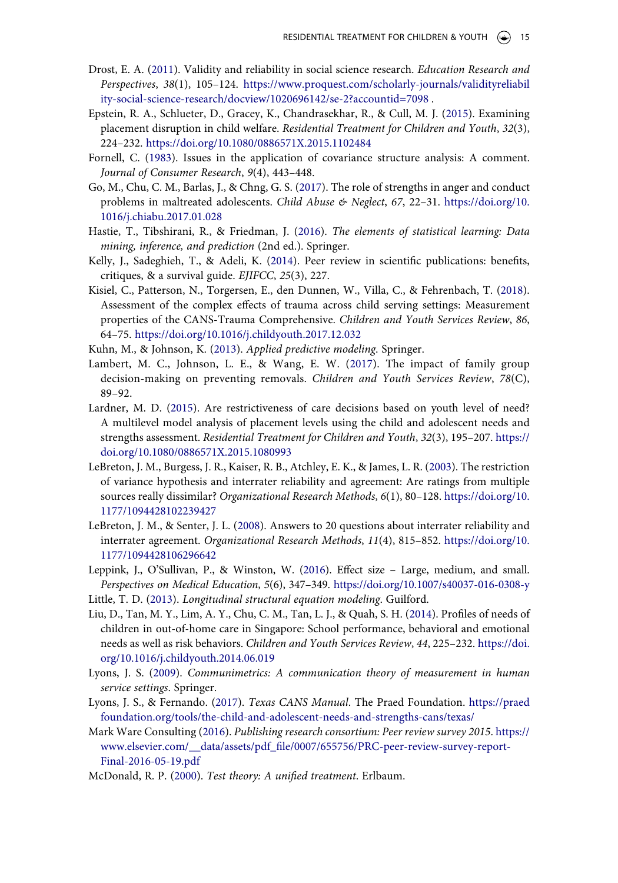Drost, E. A. (2011). Validity and reliability in social science research. *Education Research and Perspectives*, *38*(1), 105–124. https://www.proquest.com/scholarly-journals/validityreliability-social-science-research/docview/1020696142/se-2?accountid=7098 .

Epstein, R. A., Schlueter, D., Gracey, K., Chandrasekhar, R., & Cull, M. J. (2015). Examining placement disruption in child welfare. *Residential Treatment for Children and Youth*, *32*(3), 224–232. https://doi.org/10.1080/0886571X.2015.1102484

Fornell, C. (1983). Issues in the application of covariance structure analysis: A comment. *Journal of Consumer Research*, *9*(4), 443–448.

Go, M., Chu, C. M., Barlas, J., & Chng, G. S. (2017). The role of strengths in anger and conduct problems in maltreated adolescents. *Child Abuse & Neglect*, *67*, 22–31. https://doi.org/10.1016/j.chiabu.2017.01.028

Hastie, T., Tibshirani, R., & Friedman, J. (2016). *The elements of statistical learning: Data mining, inference, and prediction* (2nd ed.). Springer.

Kelly, J., Sadeghieh, T., & Adeli, K. (2014). Peer review in scientific publications: benefits, critiques, & a survival guide. *EJIFCC*, *25*(3), 227.

Kisiel, C., Patterson, N., Torgersen, E., den Dunnen, W., Villa, C., & Fehrenbach, T. (2018). Assessment of the complex effects of trauma across child serving settings: Measurement properties of the CANS-Trauma Comprehensive. *Children and Youth Services Review*, *86*, 64–75. https://doi.org/10.1016/j.childyouth.2017.12.032

Kuhn, M., & Johnson, K. (2013). *Applied predictive modeling*. Springer.

Lambert, M. C., Johnson, L. E., & Wang, E. W. (2017). The impact of family group decision-making on preventing removals. *Children and Youth Services Review*, *78*(C), 89–92.

Lardner, M. D. (2015). Are restrictiveness of care decisions based on youth level of need? A multilevel model analysis of placement levels using the child and adolescent needs and strengths assessment. *Residential Treatment for Children and Youth*, *32*(3), 195–207. https://doi.org/10.1080/0886571X.2015.1080993

LeBreton, J. M., Burgess, J. R., Kaiser, R. B., Atchley, E. K., & James, L. R. (2003). The restriction of variance hypothesis and interrater reliability and agreement: Are ratings from multiple sources really dissimilar? *Organizational Research Methods*, *6*(1), 80–128. https://doi.org/10.1177/1094428102239427

LeBreton, J. M., & Senter, J. L. (2008). Answers to 20 questions about interrater reliability and interrater agreement. *Organizational Research Methods*, *11*(4), 815–852. https://doi.org/10.1177/1094428106296642

Leppink, J., O'Sullivan, P., & Winston, W. (2016). Effect size – Large, medium, and small. *Perspectives on Medical Education*, *5*(6), 347–349. https://doi.org/10.1007/s40037-016-0308-y

Little, T. D. (2013). *Longitudinal structural equation modeling*. Guilford.

Liu, D., Tan, M. Y., Lim, A. Y., Chu, C. M., Tan, L. J., & Quah, S. H. (2014). Profiles of needs of children in out-of-home care in Singapore: School performance, behavioral and emotional needs as well as risk behaviors. *Children and Youth Services Review*, *44*, 225–232. https://doi.org/10.1016/j.childyouth.2014.06.019

Lyons, J. S. (2009). *Communimetrics: A communication theory of measurement in human service settings*. Springer.

Lyons, J. S., & Fernando. (2017). *Texas CANS Manual*. The Praed Foundation. https://praedfoundation.org/tools/the-child-and-adolescent-needs-and-strengths-cans/texas/

Mark Ware Consulting (2016). *Publishing research consortium: Peer review survey 2015*. https://www.elsevier.com/__data/assets/pdf_file/0007/655756/PRC-peer-review-survey-report-Final-2016-05-19.pdf

McDonald, R. P. (2000). *Test theory: A unified treatment*. Erlbaum.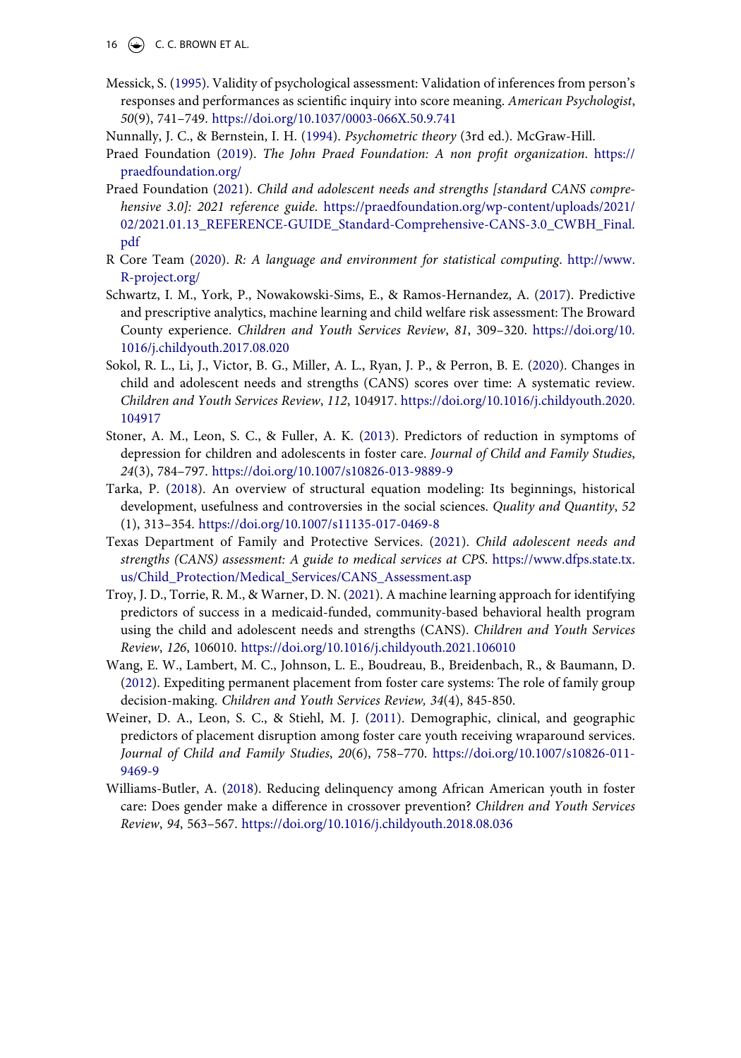Messick, S. (1995). Validity of psychological assessment: Validation of inferences from person's responses and performances as scientific inquiry into score meaning. *American Psychologist*, *50*(9), 741–749. https://doi.org/10.1037/0003-066X.50.9.741

Nunnally, J. C., & Bernstein, I. H. (1994). *Psychometric theory* (3rd ed.). McGraw-Hill.

Praed Foundation (2019). *The John Praed Foundation: A non profit organization*. https://praedfoundation.org/

Praed Foundation (2021). *Child and adolescent needs and strengths [standard CANS comprehensive 3.0]: 2021 reference guide*. https://praedfoundation.org/wp-content/uploads/2021/02/2021.01.13_REFERENCE-GUIDE_Standard-Comprehensive-CANS-3.0_CWBH_Final.pdf

R Core Team (2020). *R: A language and environment for statistical computing*. http://www.R-project.org/

Schwartz, I. M., York, P., Nowakowski-Sims, E., & Ramos-Hernandez, A. (2017). Predictive and prescriptive analytics, machine learning and child welfare risk assessment: The Broward County experience. *Children and Youth Services Review*, *81*, 309–320. https://doi.org/10.1016/j.childyouth.2017.08.020

Sokol, R. L., Li, J., Victor, B. G., Miller, A. L., Ryan, J. P., & Perron, B. E. (2020). Changes in child and adolescent needs and strengths (CANS) scores over time: A systematic review. *Children and Youth Services Review*, *112*, 104917. https://doi.org/10.1016/j.childyouth.2020.104917

Stoner, A. M., Leon, S. C., & Fuller, A. K. (2013). Predictors of reduction in symptoms of depression for children and adolescents in foster care. *Journal of Child and Family Studies*, *24*(3), 784–797. https://doi.org/10.1007/s10826-013-9889-9

Tarka, P. (2018). An overview of structural equation modeling: Its beginnings, historical development, usefulness and controversies in the social sciences. *Quality and Quantity*, *52* (1), 313–354. https://doi.org/10.1007/s11135-017-0469-8

Texas Department of Family and Protective Services. (2021). *Child adolescent needs and strengths (CANS) assessment: A guide to medical services at CPS*. https://www.dfps.state.tx.us/Child_Protection/Medical_Services/CANS_Assessment.asp

Troy, J. D., Torrie, R. M., & Warner, D. N. (2021). A machine learning approach for identifying predictors of success in a medicaid-funded, community-based behavioral health program using the child and adolescent needs and strengths (CANS). *Children and Youth Services Review*, *126*, 106010. https://doi.org/10.1016/j.childyouth.2021.106010

Wang, E. W., Lambert, M. C., Johnson, L. E., Boudreau, B., Breidenbach, R., & Baumann, D. (2012). Expediting permanent placement from foster care systems: The role of family group decision-making. *Children and Youth Services Review, 34*(4), 845-850.

Weiner, D. A., Leon, S. C., & Stiehl, M. J. (2011). Demographic, clinical, and geographic predictors of placement disruption among foster care youth receiving wraparound services. *Journal of Child and Family Studies*, *20*(6), 758–770. https://doi.org/10.1007/s10826-011-9469-9

Williams-Butler, A. (2018). Reducing delinquency among African American youth in foster care: Does gender make a difference in crossover prevention? *Children and Youth Services Review*, *94*, 563–567. https://doi.org/10.1016/j.childyouth.2018.08.036